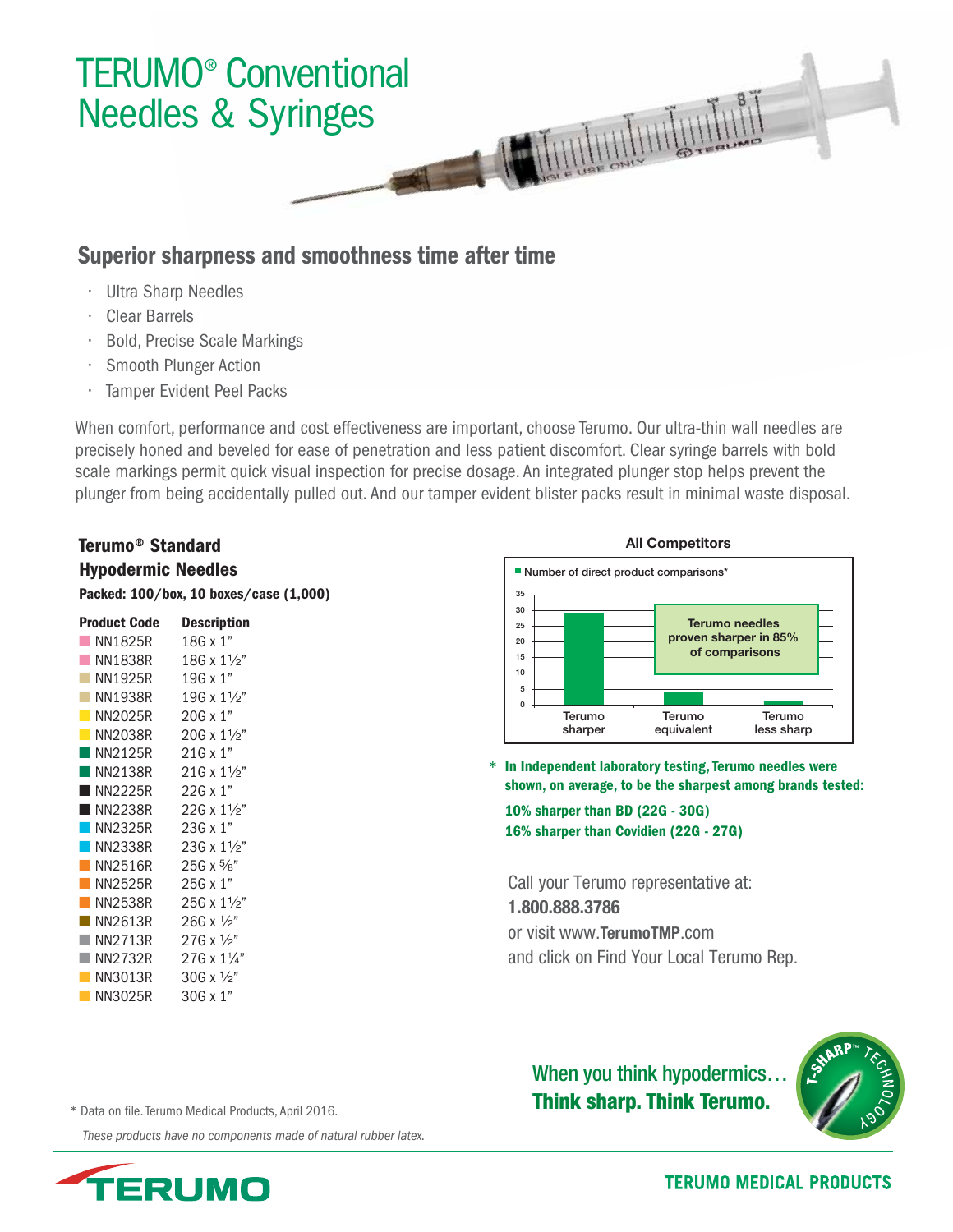# TERUMO® Conventional Needles & Syringes

## Superior sharpness and smoothness time after time

- Ultra Sharp Needles
- Clear Barrels
- Bold, Precise Scale Markings
- Smooth Plunger Action
- Tamper Evident Peel Packs

When comfort, performance and cost effectiveness are important, choose Terumo. Our ultra-thin wall needles are precisely honed and beveled for ease of penetration and less patient discomfort. Clear syringe barrels with bold scale markings permit quick visual inspection for precise dosage. An integrated plunger stop helps prevent the plunger from being accidentally pulled out. And our tamper evident blister packs result in minimal waste disposal.

### Terumo® Standard Hypodermic Needles

**Packed: 100/box, 10 boxes/case (1,000)**

| Product Code | Description |
|---|---|
| NN1825R | 18G x 1" |
| NN1838R | 18G x 1½" |
| NN1925R | 19G x 1" |
| NN1938R | 19G x 1½" |
| NN2025R | 20G x 1" |
| NN2038R | 20G x 1½" |
| NN2125R | 21G x 1" |
| NN2138R | 21G x 1½" |
| NN2225R | 22G x 1" |
| NN2238R | 22G x 1½" |
| NN2325R | 23G x 1" |
| NN2338R | 23G x 1½" |
| NN2516R | 25G x ⅝" |
| NN2525R | 25G x 1" |
| NN2538R | 25G x 1½" |
| NN2613R | 26G x ½" |
| NN2713R | 27G x ½" |
| NN2732R | 27G x 1¼" |
| NN3013R | 30G x ½" |
| NN3025R | 30G x 1" |

**All Competitors**

Number of direct product comparisons*

Terumo needles proven sharper in 85% of comparisons

| | Terumo sharper | Terumo equivalent | Terumo less sharp |
|---|---|---|---|
| Number of direct product comparisons* | ~29 | ~4 | ~1 |

**\* In Independent laboratory testing, Terumo needles were shown, on average, to be the sharpest among brands tested:**

**10% sharper than BD (22G - 30G)**

**16% sharper than Covidien (22G - 27G)**

Call your Terumo representative at:
**1.800.888.3786**
or visit www.**TerumoTMP**.com
and click on Find Your Local Terumo Rep.

When you think hypodermics…
**Think sharp. Think Terumo.**

T-SHARP™ TECHNOLOGY

\* Data on file. Terumo Medical Products, April 2016.

*These products have no components made of natural rubber latex.*

TERUMO

**TERUMO MEDICAL PRODUCTS**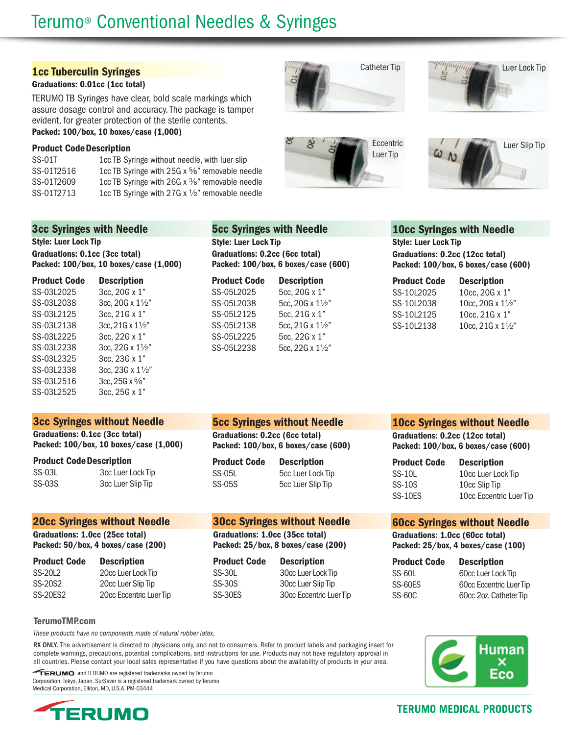# Terumo® Conventional Needles & Syringes

## 1cc Tuberculin Syringes

**Graduations: 0.01cc (1cc total)**

TERUMO TB Syringes have clear, bold scale markings which assure dosage control and accuracy. The package is tamper evident, for greater protection of the sterile contents.

**Packed: 100/box, 10 boxes/case (1,000)**

| Product Code | Description |
|---|---|
| SS-01T | 1cc TB Syringe without needle, with luer slip |
| SS-01T2516 | 1cc TB Syringe with 25G x ⅝" removable needle |
| SS-01T2609 | 1cc TB Syringe with 26G x ⅜" removable needle |
| SS-01T2713 | 1cc TB Syringe with 27G x ½" removable needle |

Catheter Tip

Luer Lock Tip

Eccentric Luer Tip

Luer Slip Tip

## 3cc Syringes with Needle

**Style: Luer Lock Tip**
**Graduations: 0.1cc (3cc total)**
**Packed: 100/box, 10 boxes/case (1,000)**

| Product Code | Description |
|---|---|
| SS-03L2025 | 3cc, 20G x 1" |
| SS-03L2038 | 3cc, 20G x 1½" |
| SS-03L2125 | 3cc, 21G x 1" |
| SS-03L2138 | 3cc, 21G x 1½" |
| SS-03L2225 | 3cc, 22G x 1" |
| SS-03L2238 | 3cc, 22G x 1½" |
| SS-03L2325 | 3cc, 23G x 1" |
| SS-03L2338 | 3cc, 23G x 1½" |
| SS-03L2516 | 3cc, 25G x ⅝" |
| SS-03L2525 | 3cc, 25G x 1" |

## 5cc Syringes with Needle

**Style: Luer Lock Tip**
**Graduations: 0.2cc (6cc total)**
**Packed: 100/box, 6 boxes/case (600)**

| Product Code | Description |
|---|---|
| SS-05L2025 | 5cc, 20G x 1" |
| SS-05L2038 | 5cc, 20G x 1½" |
| SS-05L2125 | 5cc, 21G x 1" |
| SS-05L2138 | 5cc, 21G x 1½" |
| SS-05L2225 | 5cc, 22G x 1" |
| SS-05L2238 | 5cc, 22G x 1½" |

## 10cc Syringes with Needle

**Style: Luer Lock Tip**
**Graduations: 0.2cc (12cc total)**
**Packed: 100/box, 6 boxes/case (600)**

| Product Code | Description |
|---|---|
| SS-10L2025 | 10cc, 20G x 1" |
| SS-10L2038 | 10cc, 20G x 1½" |
| SS-10L2125 | 10cc, 21G x 1" |
| SS-10L2138 | 10cc, 21G x 1½" |

## 3cc Syringes without Needle

**Graduations: 0.1cc (3cc total)**
**Packed: 100/box, 10 boxes/case (1,000)**

| Product Code | Description |
|---|---|
| SS-03L | 3cc Luer Lock Tip |
| SS-03S | 3cc Luer Slip Tip |

## 5cc Syringes without Needle

**Graduations: 0.2cc (6cc total)**
**Packed: 100/box, 6 boxes/case (600)**

| Product Code | Description |
|---|---|
| SS-05L | 5cc Luer Lock Tip |
| SS-05S | 5cc Luer Slip Tip |

## 10cc Syringes without Needle

**Graduations: 0.2cc (12cc total)**
**Packed: 100/box, 6 boxes/case (600)**

| Product Code | Description |
|---|---|
| SS-10L | 10cc Luer Lock Tip |
| SS-10S | 10cc Slip Tip |
| SS-10ES | 10cc Eccentric Luer Tip |

## 20cc Syringes without Needle

**Graduations: 1.0cc (25cc total)**
**Packed: 50/box, 4 boxes/case (200)**

| Product Code | Description |
|---|---|
| SS-20L2 | 20cc Luer Lock Tip |
| SS-20S2 | 20cc Luer Slip Tip |
| SS-20ES2 | 20cc Eccentric Luer Tip |

## 30cc Syringes without Needle

**Graduations: 1.0cc (35cc total)**
**Packed: 25/box, 8 boxes/case (200)**

| Product Code | Description |
|---|---|
| SS-30L | 30cc Luer Lock Tip |
| SS-30S | 30cc Luer Slip Tip |
| SS-30ES | 30cc Eccentric Luer Tip |

## 60cc Syringes without Needle

**Graduations: 1.0cc (60cc total)**
**Packed: 25/box, 4 boxes/case (100)**

| Product Code | Description |
|---|---|
| SS-60L | 60cc Luer Lock Tip |
| SS-60ES | 60cc Eccentric Luer Tip |
| SS-60C | 60cc 2oz. Catheter Tip |

**TerumoTMP.com**

*These products have no components made of natural rubber latex.*

**RX ONLY.** The advertisement is directed to physicians only, and not to consumers. Refer to product labels and packaging insert for complete warnings, precautions, potential complications, and instructions for use. Products may not have regulatory approval in all countries. Please contact your local sales representative if you have questions about the availability of products in your area.

TERUMO and TERUMO are registered trademarks owned by Terumo Corporation, Tokyo, Japan. SurSaver is a registered trademark owned by Terumo Medical Corporation, Elkton, MD, U.S.A. PM-03444

Human × Eco

TERUMO

**TERUMO MEDICAL PRODUCTS**